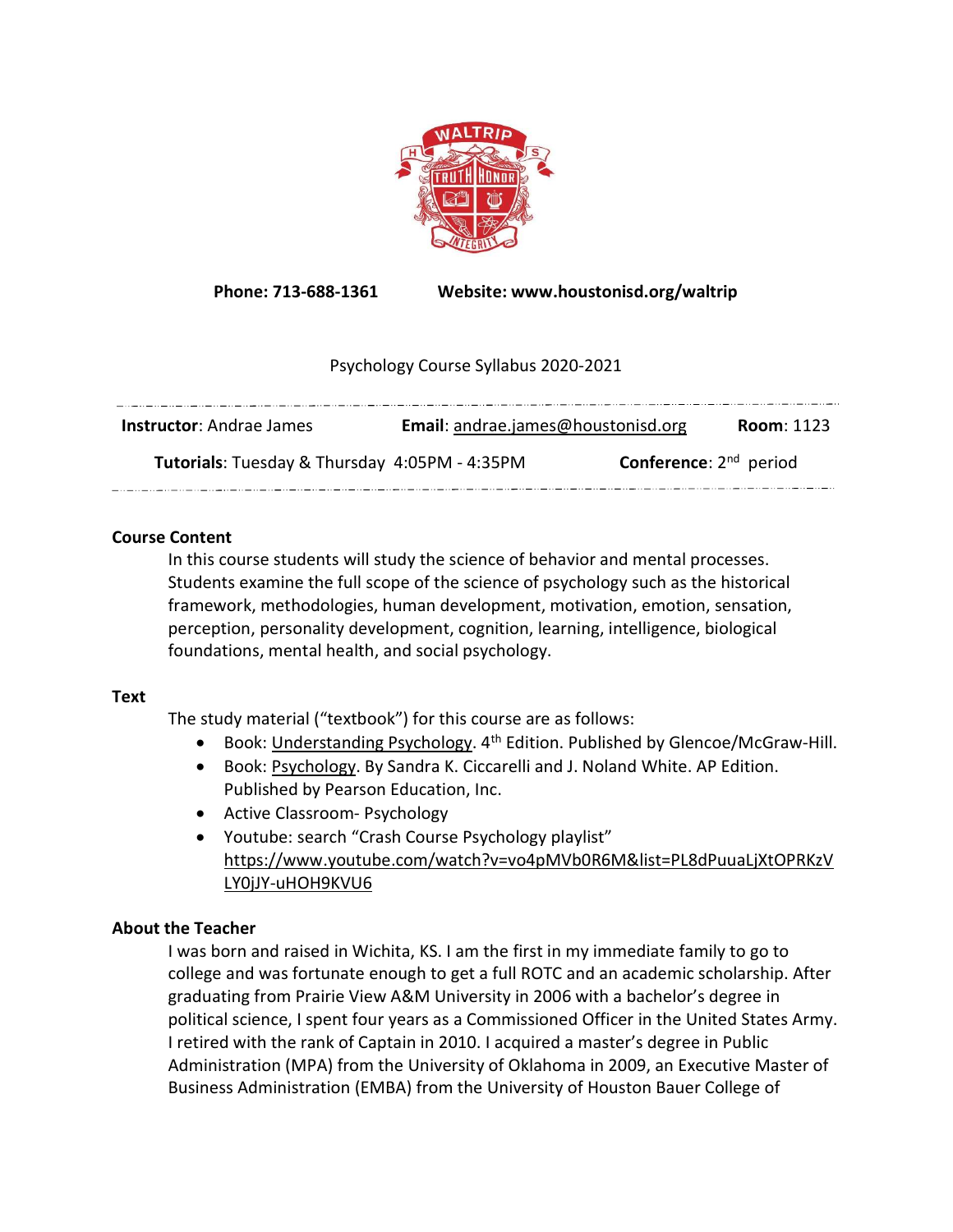**Phone: 713-688-1361** **Website: www.houstonisd.org/waltrip**

Psychology Course Syllabus 2020-2021

**Instructor**: Andrae James **Email**: andrae.james@houstonisd.org **Room**: 1123

**Tutorials**: Tuesday & Thursday 4:05PM - 4:35PM **Conference**: 2nd period

## Course Content

In this course students will study the science of behavior and mental processes. Students examine the full scope of the science of psychology such as the historical framework, methodologies, human development, motivation, emotion, sensation, perception, personality development, cognition, learning, intelligence, biological foundations, mental health, and social psychology.

## Text

The study material ("textbook") for this course are as follows:

- Book: Understanding Psychology. 4th Edition. Published by Glencoe/McGraw-Hill.
- Book: Psychology. By Sandra K. Ciccarelli and J. Noland White. AP Edition. Published by Pearson Education, Inc.
- Active Classroom- Psychology
- Youtube: search "Crash Course Psychology playlist" https://www.youtube.com/watch?v=vo4pMVb0R6M&list=PL8dPuuaLjXtOPRKzVLY0jJY-uHOH9KVU6

## About the Teacher

I was born and raised in Wichita, KS. I am the first in my immediate family to go to college and was fortunate enough to get a full ROTC and an academic scholarship. After graduating from Prairie View A&M University in 2006 with a bachelor's degree in political science, I spent four years as a Commissioned Officer in the United States Army. I retired with the rank of Captain in 2010. I acquired a master's degree in Public Administration (MPA) from the University of Oklahoma in 2009, an Executive Master of Business Administration (EMBA) from the University of Houston Bauer College of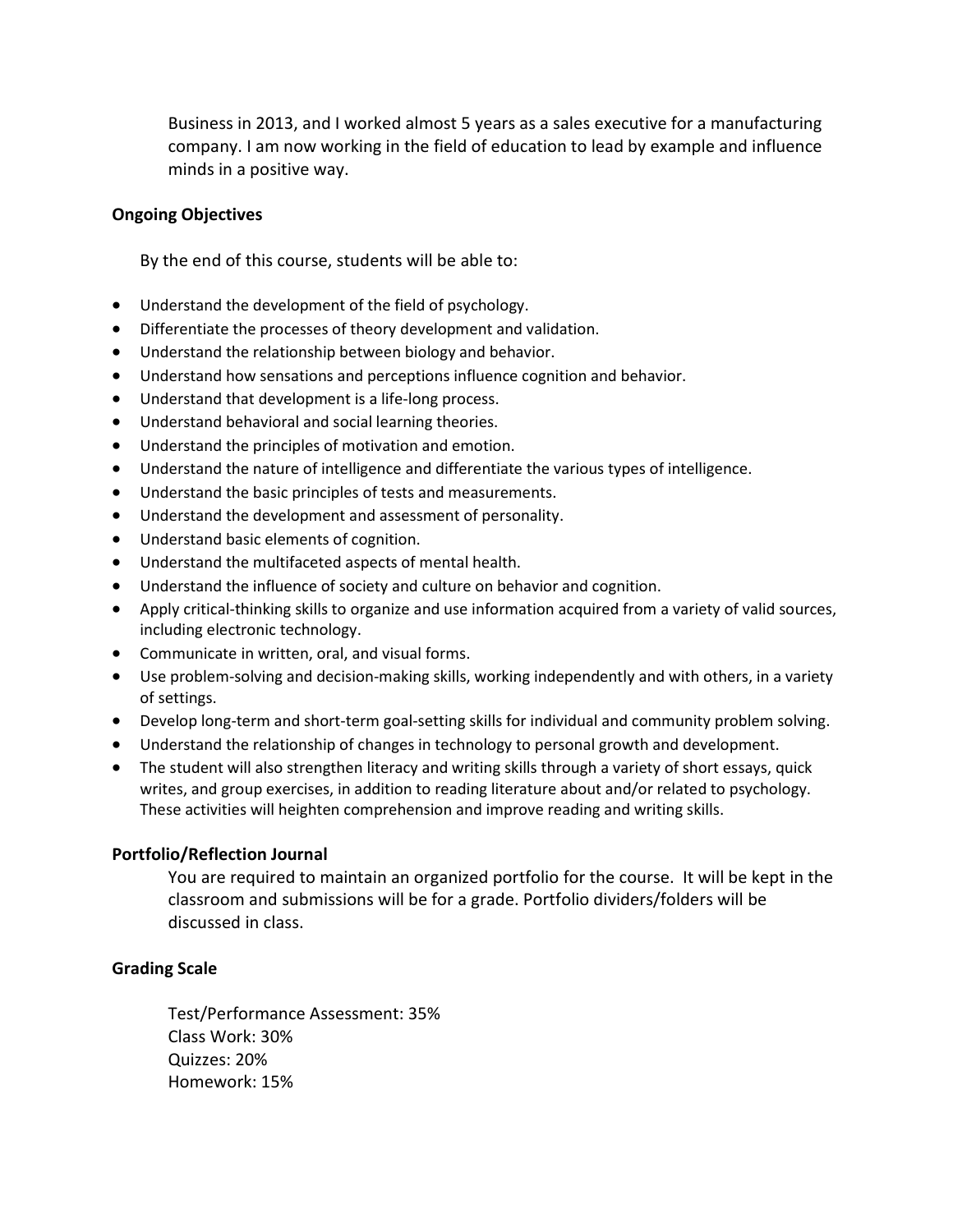Business in 2013, and I worked almost 5 years as a sales executive for a manufacturing company. I am now working in the field of education to lead by example and influence minds in a positive way.

**Ongoing Objectives**

By the end of this course, students will be able to:

- Understand the development of the field of psychology.
- Differentiate the processes of theory development and validation.
- Understand the relationship between biology and behavior.
- Understand how sensations and perceptions influence cognition and behavior.
- Understand that development is a life-long process.
- Understand behavioral and social learning theories.
- Understand the principles of motivation and emotion.
- Understand the nature of intelligence and differentiate the various types of intelligence.
- Understand the basic principles of tests and measurements.
- Understand the development and assessment of personality.
- Understand basic elements of cognition.
- Understand the multifaceted aspects of mental health.
- Understand the influence of society and culture on behavior and cognition.
- Apply critical-thinking skills to organize and use information acquired from a variety of valid sources, including electronic technology.
- Communicate in written, oral, and visual forms.
- Use problem-solving and decision-making skills, working independently and with others, in a variety of settings.
- Develop long-term and short-term goal-setting skills for individual and community problem solving.
- Understand the relationship of changes in technology to personal growth and development.
- The student will also strengthen literacy and writing skills through a variety of short essays, quick writes, and group exercises, in addition to reading literature about and/or related to psychology. These activities will heighten comprehension and improve reading and writing skills.

**Portfolio/Reflection Journal**

You are required to maintain an organized portfolio for the course. It will be kept in the classroom and submissions will be for a grade. Portfolio dividers/folders will be discussed in class.

**Grading Scale**

Test/Performance Assessment: 35%
Class Work: 30%
Quizzes: 20%
Homework: 15%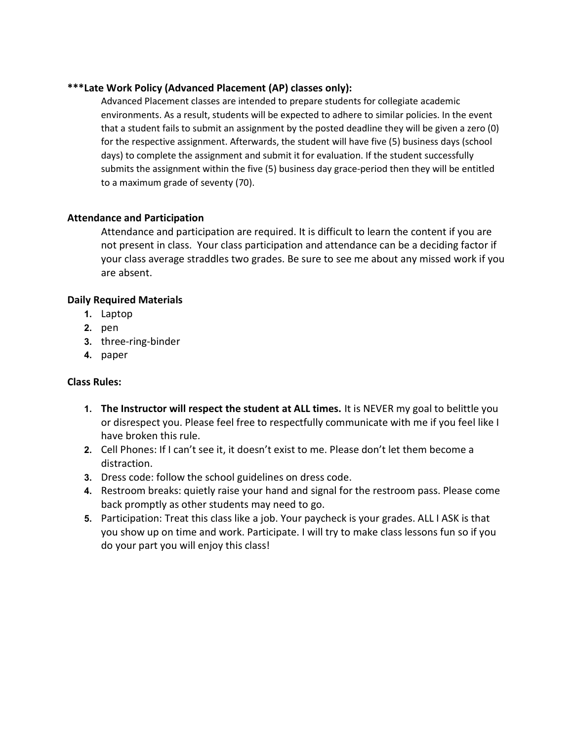**\*\*\*Late Work Policy (Advanced Placement (AP) classes only):**

Advanced Placement classes are intended to prepare students for collegiate academic environments. As a result, students will be expected to adhere to similar policies. In the event that a student fails to submit an assignment by the posted deadline they will be given a zero (0) for the respective assignment. Afterwards, the student will have five (5) business days (school days) to complete the assignment and submit it for evaluation. If the student successfully submits the assignment within the five (5) business day grace-period then they will be entitled to a maximum grade of seventy (70).

**Attendance and Participation**

Attendance and participation are required. It is difficult to learn the content if you are not present in class. Your class participation and attendance can be a deciding factor if your class average straddles two grades. Be sure to see me about any missed work if you are absent.

**Daily Required Materials**

1. Laptop
2. pen
3. three-ring-binder
4. paper

**Class Rules:**

1. **The Instructor will respect the student at ALL times.** It is NEVER my goal to belittle you or disrespect you. Please feel free to respectfully communicate with me if you feel like I have broken this rule.
2. Cell Phones: If I can't see it, it doesn't exist to me. Please don't let them become a distraction.
3. Dress code: follow the school guidelines on dress code.
4. Restroom breaks: quietly raise your hand and signal for the restroom pass. Please come back promptly as other students may need to go.
5. Participation: Treat this class like a job. Your paycheck is your grades. ALL I ASK is that you show up on time and work. Participate. I will try to make class lessons fun so if you do your part you will enjoy this class!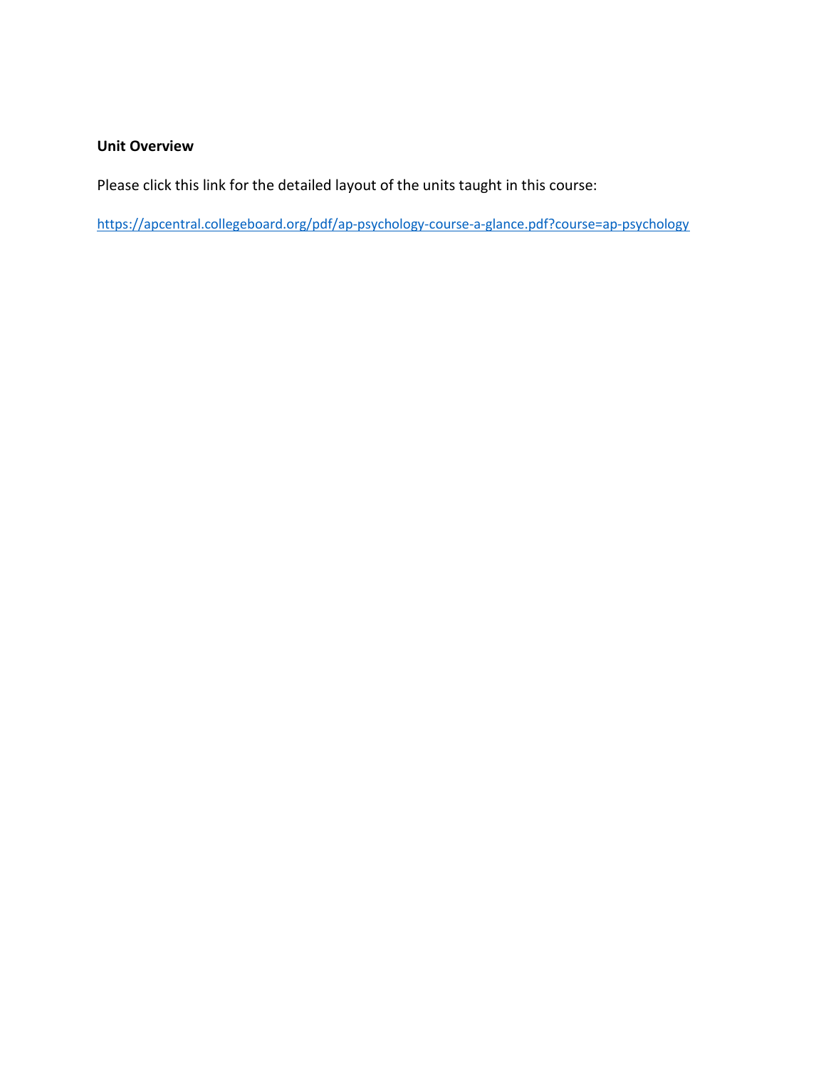**Unit Overview**

Please click this link for the detailed layout of the units taught in this course:

https://apcentral.collegeboard.org/pdf/ap-psychology-course-a-glance.pdf?course=ap-psychology